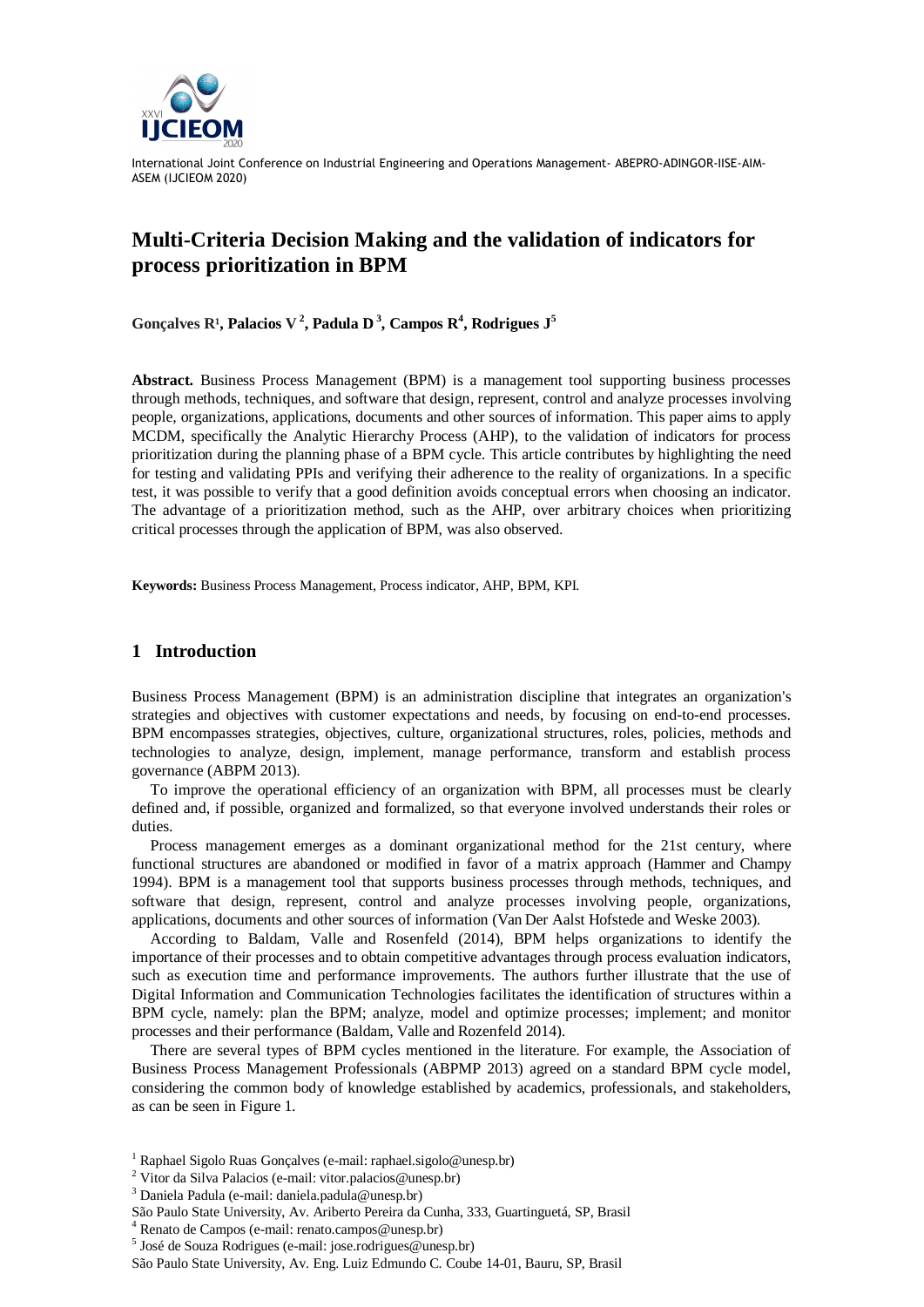# Multi-Criteria Decision Making and the validation of indicators for process prioritization in BPM

**Gonçalves R[1], Palacios V[2], Padula D[3], Campos R[4], Rodrigues J[5]**

**Abstract.** Business Process Management (BPM) is a management tool supporting business processes through methods, techniques, and software that design, represent, control and analyze processes involving people, organizations, applications, documents and other sources of information. This paper aims to apply MCDM, specifically the Analytic Hierarchy Process (AHP), to the validation of indicators for process prioritization during the planning phase of a BPM cycle. This article contributes by highlighting the need for testing and validating PPIs and verifying their adherence to the reality of organizations. In a specific test, it was possible to verify that a good definition avoids conceptual errors when choosing an indicator. The advantage of a prioritization method, such as the AHP, over arbitrary choices when prioritizing critical processes through the application of BPM, was also observed.

**Keywords:** Business Process Management, Process indicator, AHP, BPM, KPI.

## 1 Introduction

Business Process Management (BPM) is an administration discipline that integrates an organization's strategies and objectives with customer expectations and needs, by focusing on end-to-end processes. BPM encompasses strategies, objectives, culture, organizational structures, roles, policies, methods and technologies to analyze, design, implement, manage performance, transform and establish process governance (ABPM 2013).

To improve the operational efficiency of an organization with BPM, all processes must be clearly defined and, if possible, organized and formalized, so that everyone involved understands their roles or duties.

Process management emerges as a dominant organizational method for the 21st century, where functional structures are abandoned or modified in favor of a matrix approach (Hammer and Champy 1994). BPM is a management tool that supports business processes through methods, techniques, and software that design, represent, control and analyze processes involving people, organizations, applications, documents and other sources of information (Van Der Aalst Hofstede and Weske 2003).

According to Baldam, Valle and Rosenfeld (2014), BPM helps organizations to identify the importance of their processes and to obtain competitive advantages through process evaluation indicators, such as execution time and performance improvements. The authors further illustrate that the use of Digital Information and Communication Technologies facilitates the identification of structures within a BPM cycle, namely: plan the BPM; analyze, model and optimize processes; implement; and monitor processes and their performance (Baldam, Valle and Rozenfeld 2014).

There are several types of BPM cycles mentioned in the literature. For example, the Association of Business Process Management Professionals (ABPMP 2013) agreed on a standard BPM cycle model, considering the common body of knowledge established by academics, professionals, and stakeholders, as can be seen in Figure 1.

---

[1] Raphael Sigolo Ruas Gonçalves (e-mail: raphael.sigolo@unesp.br)
[2] Vitor da Silva Palacios (e-mail: vitor.palacios@unesp.br)
[3] Daniela Padula (e-mail: daniela.padula@unesp.br)
São Paulo State University, Av. Ariberto Pereira da Cunha, 333, Guartinguetá, SP, Brasil
[4] Renato de Campos (e-mail: renato.campos@unesp.br)
[5] José de Souza Rodrigues (e-mail: jose.rodrigues@unesp.br)
São Paulo State University, Av. Eng. Luiz Edmundo C. Coube 14-01, Bauru, SP, Brasil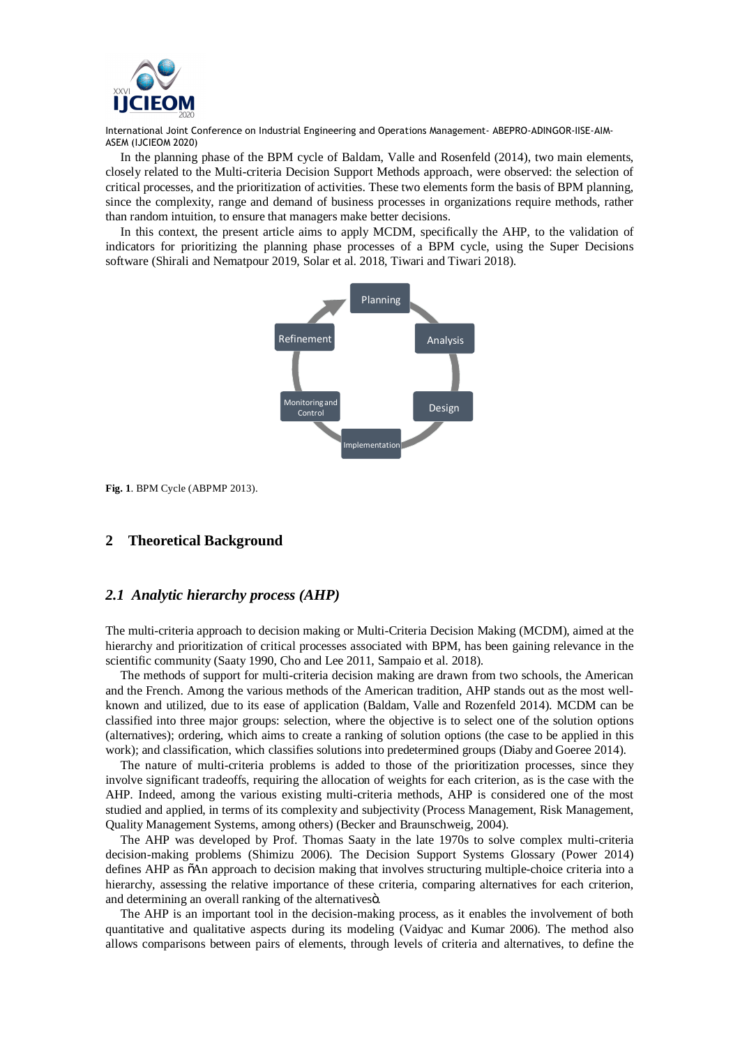In the planning phase of the BPM cycle of Baldam, Valle and Rosenfeld (2014), two main elements, closely related to the Multi-criteria Decision Support Methods approach, were observed: the selection of critical processes, and the prioritization of activities. These two elements form the basis of BPM planning, since the complexity, range and demand of business processes in organizations require methods, rather than random intuition, to ensure that managers make better decisions.

In this context, the present article aims to apply MCDM, specifically the AHP, to the validation of indicators for prioritizing the planning phase processes of a BPM cycle, using the Super Decisions software (Shirali and Nematpour 2019, Solar et al. 2018, Tiwari and Tiwari 2018).

Planning

Analysis

Design

Implementation

Monitoring and Control

Refinement

**Fig. 1**. BPM Cycle (ABPMP 2013).

## 2 Theoretical Background

### *2.1 Analytic hierarchy process (AHP)*

The multi-criteria approach to decision making or Multi-Criteria Decision Making (MCDM), aimed at the hierarchy and prioritization of critical processes associated with BPM, has been gaining relevance in the scientific community (Saaty 1990, Cho and Lee 2011, Sampaio et al. 2018).

The methods of support for multi-criteria decision making are drawn from two schools, the American and the French. Among the various methods of the American tradition, AHP stands out as the most well-known and utilized, due to its ease of application (Baldam, Valle and Rozenfeld 2014). MCDM can be classified into three major groups: selection, where the objective is to select one of the solution options (alternatives); ordering, which aims to create a ranking of solution options (the case to be applied in this work); and classification, which classifies solutions into predetermined groups (Diaby and Goeree 2014).

The nature of multi-criteria problems is added to those of the prioritization processes, since they involve significant tradeoffs, requiring the allocation of weights for each criterion, as is the case with the AHP. Indeed, among the various existing multi-criteria methods, AHP is considered one of the most studied and applied, in terms of its complexity and subjectivity (Process Management, Risk Management, Quality Management Systems, among others) (Becker and Braunschweig, 2004).

The AHP was developed by Prof. Thomas Saaty in the late 1970s to solve complex multi-criteria decision-making problems (Shimizu 2006). The Decision Support Systems Glossary (Power 2014) defines AHP as "An approach to decision making that involves structuring multiple-choice criteria into a hierarchy, assessing the relative importance of these criteria, comparing alternatives for each criterion, and determining an overall ranking of the alternatives".

The AHP is an important tool in the decision-making process, as it enables the involvement of both quantitative and qualitative aspects during its modeling (Vaidyac and Kumar 2006). The method also allows comparisons between pairs of elements, through levels of criteria and alternatives, to define the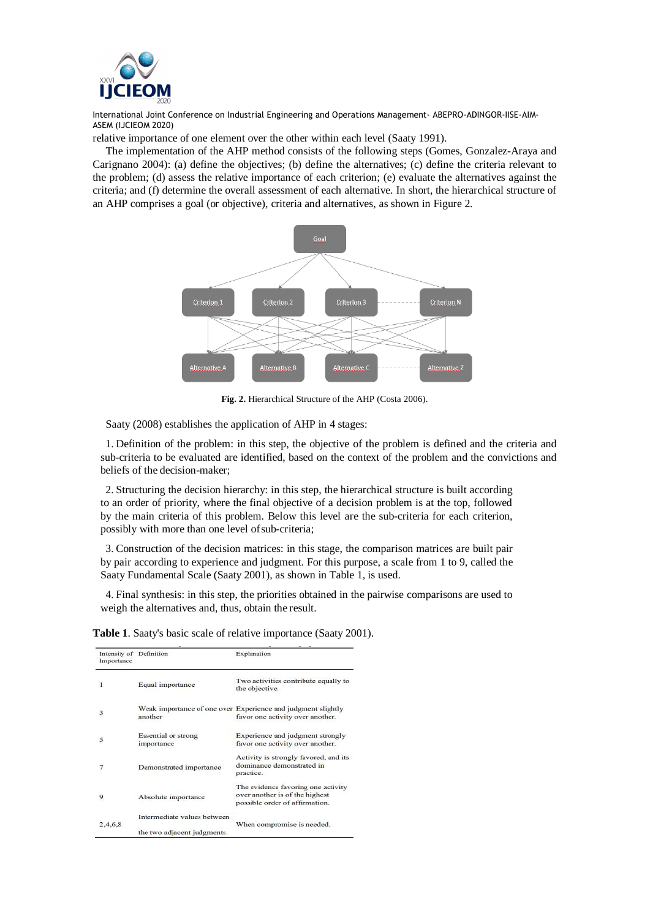relative importance of one element over the other within each level (Saaty 1991).

The implementation of the AHP method consists of the following steps (Gomes, Gonzalez-Araya and Carignano 2004): (a) define the objectives; (b) define the alternatives; (c) define the criteria relevant to the problem; (d) assess the relative importance of each criterion; (e) evaluate the alternatives against the criteria; and (f) determine the overall assessment of each alternative. In short, the hierarchical structure of an AHP comprises a goal (or objective), criteria and alternatives, as shown in Figure 2.

**Fig. 2.** Hierarchical Structure of the AHP (Costa 2006).

Saaty (2008) establishes the application of AHP in 4 stages:

1. Definition of the problem: in this step, the objective of the problem is defined and the criteria and sub-criteria to be evaluated are identified, based on the context of the problem and the convictions and beliefs of the decision-maker;

2. Structuring the decision hierarchy: in this step, the hierarchical structure is built according to an order of priority, where the final objective of a decision problem is at the top, followed by the main criteria of this problem. Below this level are the sub-criteria for each criterion, possibly with more than one level of sub-criteria;

3. Construction of the decision matrices: in this stage, the comparison matrices are built pair by pair according to experience and judgment. For this purpose, a scale from 1 to 9, called the Saaty Fundamental Scale (Saaty 2001), as shown in Table 1, is used.

4. Final synthesis: in this step, the priorities obtained in the pairwise comparisons are used to weigh the alternatives and, thus, obtain the result.

**Table 1**. Saaty's basic scale of relative importance (Saaty 2001).

| Intensity of Importance | Definition | Explanation |
|---|---|---|
| 1 | Equal importance | Two activities contribute equally to the objective. |
| 3 | Weak importance of one over another | Experience and judgment slightly favor one activity over another. |
| 5 | Essential or strong importance | Experience and judgment strongly favor one activity over another. |
| 7 | Demonstrated importance | Activity is strongly favored, and its dominance demonstrated in practice. |
| 9 | Absolute importance | The evidence favoring one activity over another is of the highest possible order of affirmation. |
| 2,4,6,8 | Intermediate values between the two adjacent judgments | When compromise is needed. |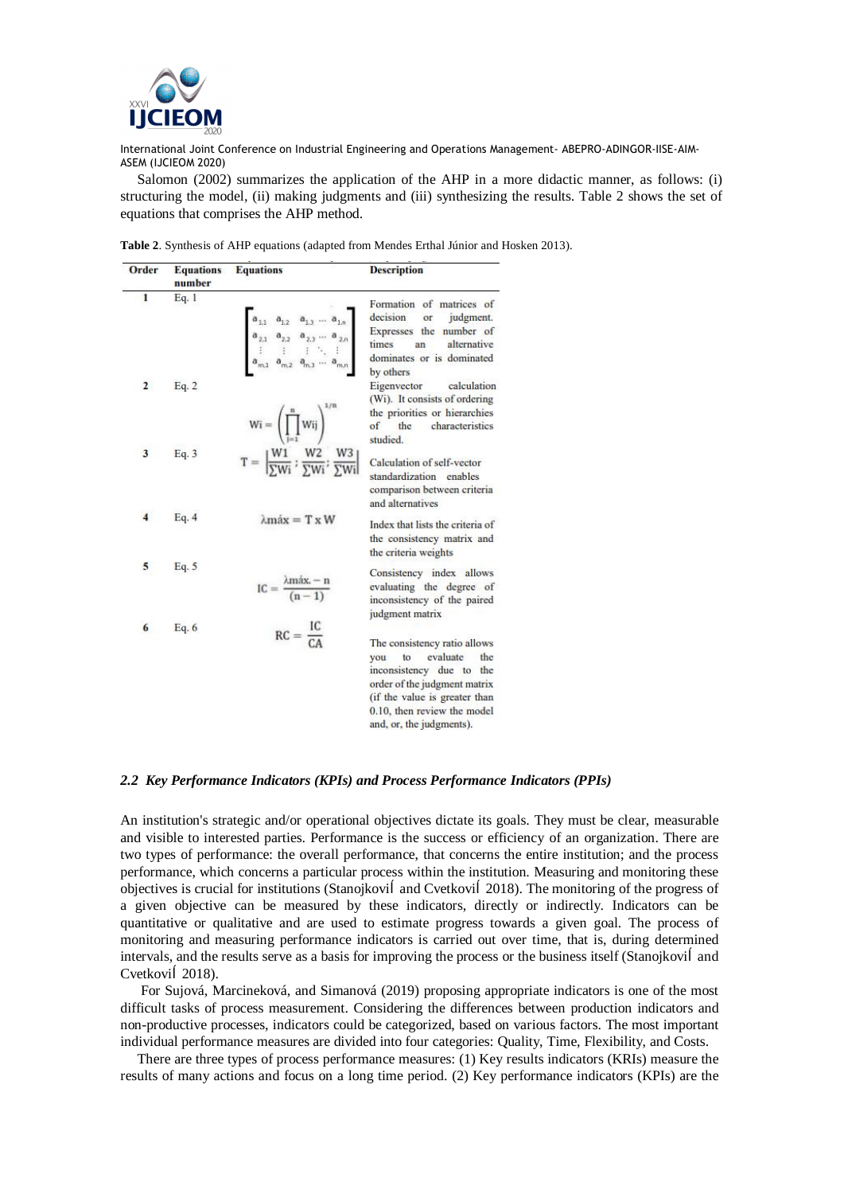Salomon (2002) summarizes the application of the AHP in a more didactic manner, as follows: (i) structuring the model, (ii) making judgments and (iii) synthesizing the results. Table 2 shows the set of equations that comprises the AHP method.

**Table 2**. Synthesis of AHP equations (adapted from Mendes Erthal Júnior and Hosken 2013).

| Order | Equations number | Equations | Description |
|---|---|---|---|
| 1 | Eq. 1 | $\begin{bmatrix} a_{1,1} & a_{1,2} & a_{1,3} & \cdots & a_{1,n} \\ a_{2,1} & a_{2,2} & a_{2,3} & \cdots & a_{2,n} \\ \vdots & \vdots & \vdots & \ddots & \vdots \\ a_{m,1} & a_{m,2} & a_{m,3} & \cdots & a_{m,n} \end{bmatrix}$ | Formation of matrices of decision or judgment. Expresses the number of times an alternative dominates or is dominated by others |
| 2 | Eq. 2 | $Wi = \left(\prod_{j=1}^{n} Wij\right)^{1/n}$ | Eigenvector calculation (Wi). It consists of ordering the priorities or hierarchies of the characteristics studied. |
| 3 | Eq. 3 | $T = \left\lvert \frac{W1}{\sum Wi}; \frac{W2}{\sum Wi}; \frac{W3}{\sum Wi} \right\rvert$ | Calculation of self-vector standardization enables comparison between criteria and alternatives |
| 4 | Eq. 4 | $\lambda máx = T \times W$ | Index that lists the criteria of the consistency matrix and the criteria weights |
| 5 | Eq. 5 | $IC = \frac{\lambda máx. - n}{(n-1)}$ | Consistency index allows evaluating the degree of inconsistency of the paired judgment matrix |
| 6 | Eq. 6 | $RC = \frac{IC}{CA}$ | The consistency ratio allows you to evaluate the inconsistency due to the order of the judgment matrix (if the value is greater than 0.10, then review the model and, or, the judgments). |

### *2.2 Key Performance Indicators (KPIs) and Process Performance Indicators (PPIs)*

An institution's strategic and/or operational objectives dictate its goals. They must be clear, measurable and visible to interested parties. Performance is the success or efficiency of an organization. There are two types of performance: the overall performance, that concerns the entire institution; and the process performance, which concerns a particular process within the institution. Measuring and monitoring these objectives is crucial for institutions (Stanojković and Cvetković 2018). The monitoring of the progress of a given objective can be measured by these indicators, directly or indirectly. Indicators can be quantitative or qualitative and are used to estimate progress towards a given goal. The process of monitoring and measuring performance indicators is carried out over time, that is, during determined intervals, and the results serve as a basis for improving the process or the business itself (Stanojković and Cvetković 2018).

For Sujová, Marcineková, and Simanová (2019) proposing appropriate indicators is one of the most difficult tasks of process measurement. Considering the differences between production indicators and non-productive processes, indicators could be categorized, based on various factors. The most important individual performance measures are divided into four categories: Quality, Time, Flexibility, and Costs.

There are three types of process performance measures: (1) Key results indicators (KRIs) measure the results of many actions and focus on a long time period. (2) Key performance indicators (KPIs) are the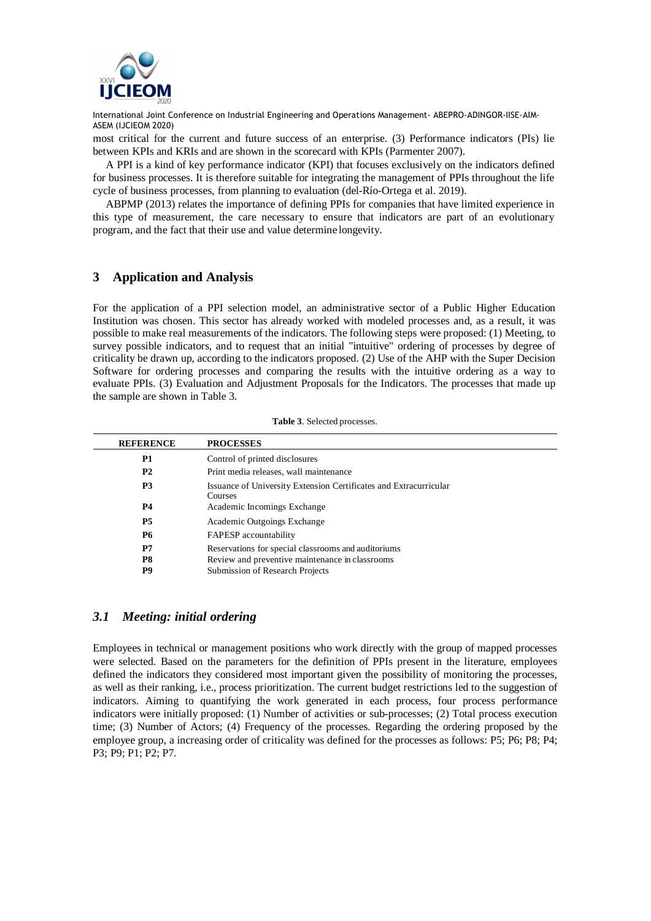most critical for the current and future success of an enterprise. (3) Performance indicators (PIs) lie between KPIs and KRIs and are shown in the scorecard with KPIs (Parmenter 2007).

A PPI is a kind of key performance indicator (KPI) that focuses exclusively on the indicators defined for business processes. It is therefore suitable for integrating the management of PPIs throughout the life cycle of business processes, from planning to evaluation (del-Río-Ortega et al. 2019).

ABPMP (2013) relates the importance of defining PPIs for companies that have limited experience in this type of measurement, the care necessary to ensure that indicators are part of an evolutionary program, and the fact that their use and value determine longevity.

## 3 Application and Analysis

For the application of a PPI selection model, an administrative sector of a Public Higher Education Institution was chosen. This sector has already worked with modeled processes and, as a result, it was possible to make real measurements of the indicators. The following steps were proposed: (1) Meeting, to survey possible indicators, and to request that an initial "intuitive" ordering of processes by degree of criticality be drawn up, according to the indicators proposed. (2) Use of the AHP with the Super Decision Software for ordering processes and comparing the results with the intuitive ordering as a way to evaluate PPIs. (3) Evaluation and Adjustment Proposals for the Indicators. The processes that made up the sample are shown in Table 3.

**Table 3**. Selected processes.

| REFERENCE | PROCESSES |
|---|---|
| **P1** | Control of printed disclosures |
| **P2** | Print media releases, wall maintenance |
| **P3** | Issuance of University Extension Certificates and Extracurricular Courses |
| **P4** | Academic Incomings Exchange |
| **P5** | Academic Outgoings Exchange |
| **P6** | FAPESP accountability |
| **P7** | Reservations for special classrooms and auditoriums |
| **P8** | Review and preventive maintenance in classrooms |
| **P9** | Submission of Research Projects |

### *3.1 Meeting: initial ordering*

Employees in technical or management positions who work directly with the group of mapped processes were selected. Based on the parameters for the definition of PPIs present in the literature, employees defined the indicators they considered most important given the possibility of monitoring the processes, as well as their ranking, i.e., process prioritization. The current budget restrictions led to the suggestion of indicators. Aiming to quantifying the work generated in each process, four process performance indicators were initially proposed: (1) Number of activities or sub-processes; (2) Total process execution time; (3) Number of Actors; (4) Frequency of the processes. Regarding the ordering proposed by the employee group, a increasing order of criticality was defined for the processes as follows: P5; P6; P8; P4; P3; P9; P1; P2; P7.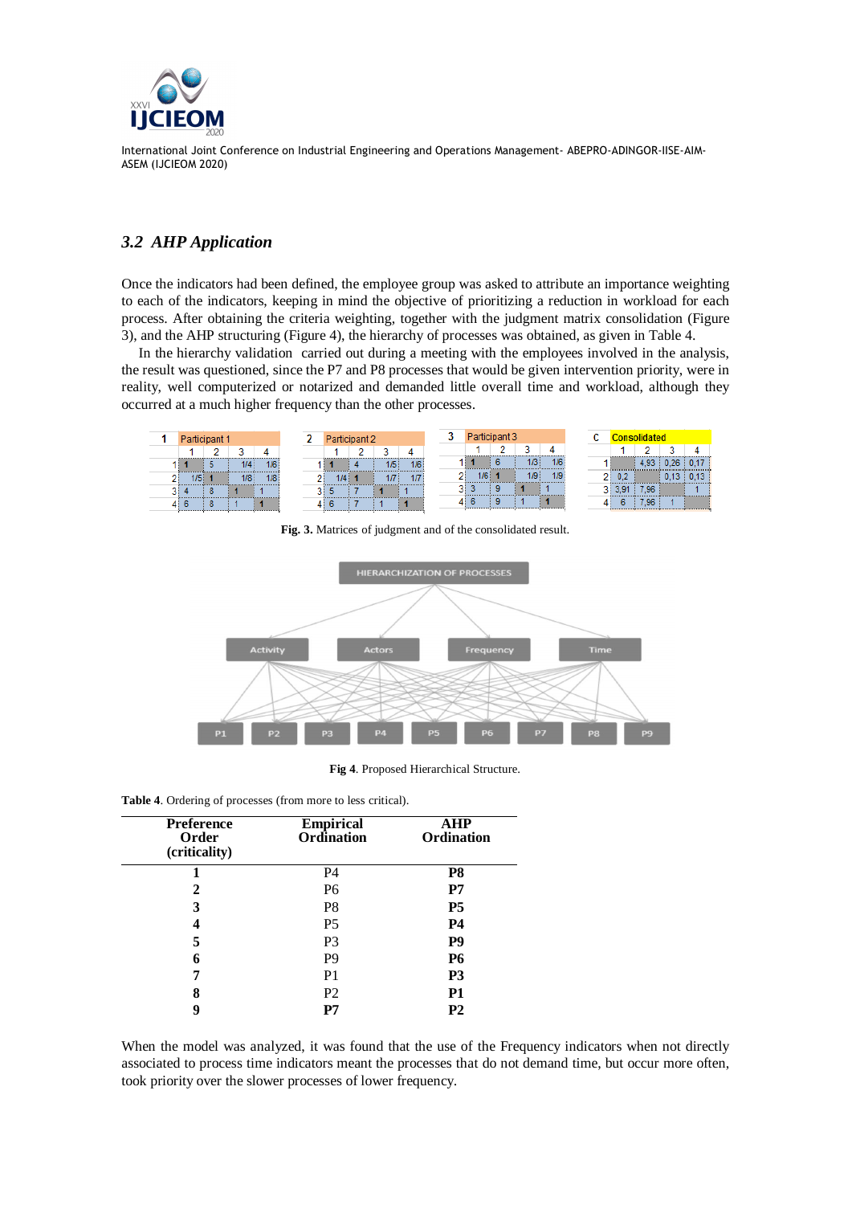### 3.2 AHP Application

Once the indicators had been defined, the employee group was asked to attribute an importance weighting to each of the indicators, keeping in mind the objective of prioritizing a reduction in workload for each process. After obtaining the criteria weighting, together with the judgment matrix consolidation (Figure 3), and the AHP structuring (Figure 4), the hierarchy of processes was obtained, as given in Table 4.

In the hierarchy validation carried out during a meeting with the employees involved in the analysis, the result was questioned, since the P7 and P8 processes that would be given intervention priority, were in reality, well computerized or notarized and demanded little overall time and workload, although they occurred at a much higher frequency than the other processes.

| 1 | Participant 1 | | | |
|---|---|---|---|---|
| | 1 | 2 | 3 | 4 |
| 1 | 1 | 5 | 1/4 | 1/6 |
| 2 | 1/5 | 1 | 1/8 | 1/8 |
| 3 | 4 | 8 | 1 | 1 |
| 4 | 6 | 8 | 1 | 1 |

| 2 | Participant 2 | | | |
|---|---|---|---|---|
| | 1 | 2 | 3 | 4 |
| 1 | 1 | 4 | 1/5 | 1/6 |
| 2 | 1/4 | 1 | 1/7 | 1/7 |
| 3 | 5 | 7 | 1 | 1 |
| 4 | 6 | 7 | 1 | 1 |

| 3 | Participant 3 | | | |
|---|---|---|---|---|
| | 1 | 2 | 3 | 4 |
| 1 | 1 | 6 | 1/3 | 1/6 |
| 2 | 1/6 | 1 | 1/9 | 1/9 |
| 3 | 3 | 9 | 1 | 1 |
| 4 | 6 | 9 | 1 | 1 |

| C | Consolidated | | | |
|---|---|---|---|---|
| | 1 | 2 | 3 | 4 |
| 1 | | 4,93 | 0,26 | 0,17 |
| 2 | 0,2 | | 0,13 | 0,13 |
| 3 | 3,91 | 7,96 | | 1 |
| 4 | 6 | 7,96 | 1 | |

**Fig. 3.** Matrices of judgment and of the consolidated result.

**Fig 4**. Proposed Hierarchical Structure.

**Table 4**. Ordering of processes (from more to less critical).

| Preference Order (criticality) | Empirical Ordination | AHP Ordination |
|---|---|---|
| **1** | P4 | **P8** |
| **2** | P6 | **P7** |
| **3** | P8 | **P5** |
| **4** | P5 | **P4** |
| **5** | P3 | **P9** |
| **6** | P9 | **P6** |
| **7** | P1 | **P3** |
| **8** | P2 | **P1** |
| **9** | **P7** | **P2** |

When the model was analyzed, it was found that the use of the Frequency indicators when not directly associated to process time indicators meant the processes that do not demand time, but occur more often, took priority over the slower processes of lower frequency.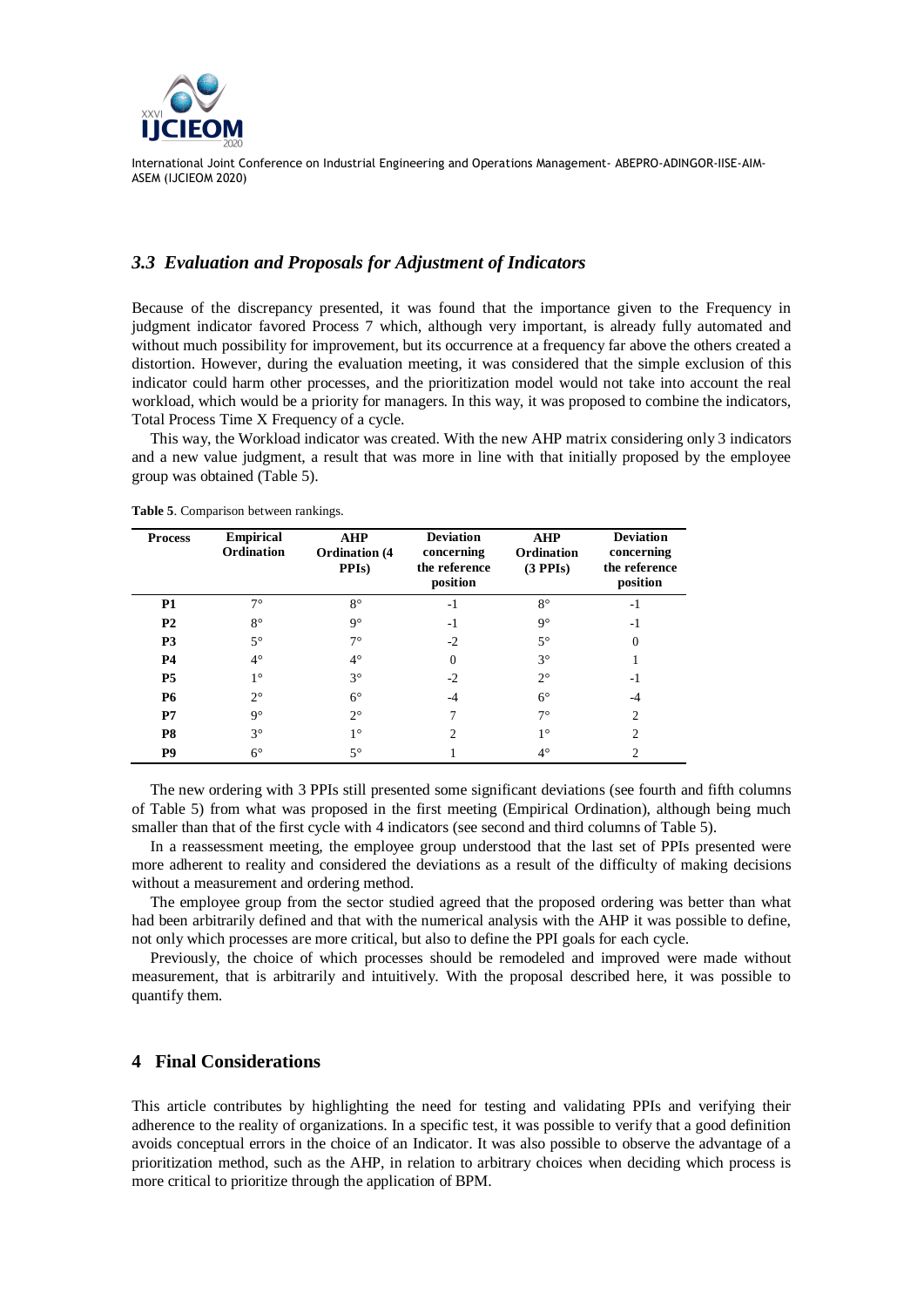### *3.3 Evaluation and Proposals for Adjustment of Indicators*

Because of the discrepancy presented, it was found that the importance given to the Frequency in judgment indicator favored Process 7 which, although very important, is already fully automated and without much possibility for improvement, but its occurrence at a frequency far above the others created a distortion. However, during the evaluation meeting, it was considered that the simple exclusion of this indicator could harm other processes, and the prioritization model would not take into account the real workload, which would be a priority for managers. In this way, it was proposed to combine the indicators, Total Process Time X Frequency of a cycle.

This way, the Workload indicator was created. With the new AHP matrix considering only 3 indicators and a new value judgment, a result that was more in line with that initially proposed by the employee group was obtained (Table 5).

**Table 5**. Comparison between rankings.

| Process | Empirical Ordination | AHP Ordination (4 PPIs) | Deviation concerning the reference position | AHP Ordination (3 PPIs) | Deviation concerning the reference position |
|---|---|---|---|---|---|
| **P1** | 7° | 8° | -1 | 8° | -1 |
| **P2** | 8° | 9° | -1 | 9° | -1 |
| **P3** | 5° | 7° | -2 | 5° | 0 |
| **P4** | 4° | 4° | 0 | 3° | 1 |
| **P5** | 1° | 3° | -2 | 2° | -1 |
| **P6** | 2° | 6° | -4 | 6° | -4 |
| **P7** | 9° | 2° | 7 | 7° | 2 |
| **P8** | 3° | 1° | 2 | 1° | 2 |
| **P9** | 6° | 5° | 1 | 4° | 2 |

The new ordering with 3 PPIs still presented some significant deviations (see fourth and fifth columns of Table 5) from what was proposed in the first meeting (Empirical Ordination), although being much smaller than that of the first cycle with 4 indicators (see second and third columns of Table 5).

In a reassessment meeting, the employee group understood that the last set of PPIs presented were more adherent to reality and considered the deviations as a result of the difficulty of making decisions without a measurement and ordering method.

The employee group from the sector studied agreed that the proposed ordering was better than what had been arbitrarily defined and that with the numerical analysis with the AHP it was possible to define, not only which processes are more critical, but also to define the PPI goals for each cycle.

Previously, the choice of which processes should be remodeled and improved were made without measurement, that is arbitrarily and intuitively. With the proposal described here, it was possible to quantify them.

## 4 Final Considerations

This article contributes by highlighting the need for testing and validating PPIs and verifying their adherence to the reality of organizations. In a specific test, it was possible to verify that a good definition avoids conceptual errors in the choice of an Indicator. It was also possible to observe the advantage of a prioritization method, such as the AHP, in relation to arbitrary choices when deciding which process is more critical to prioritize through the application of BPM.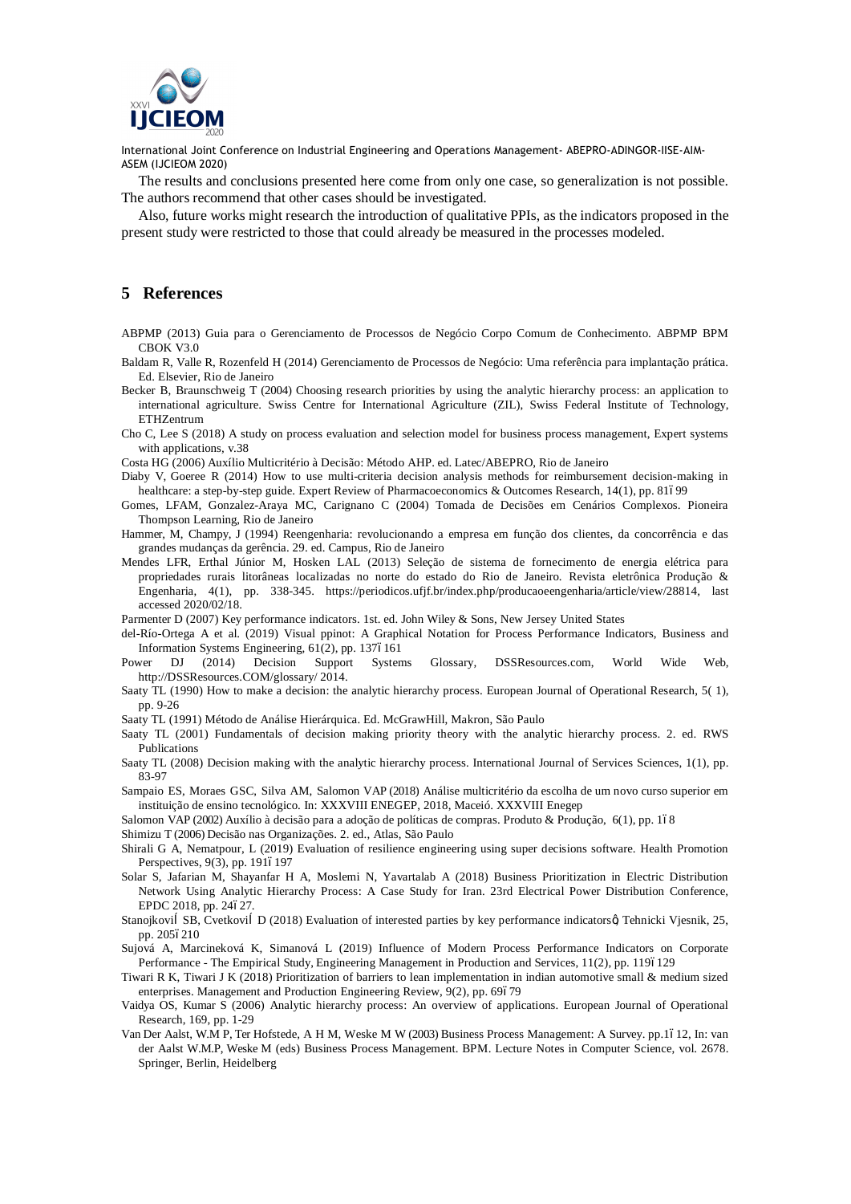The results and conclusions presented here come from only one case, so generalization is not possible. The authors recommend that other cases should be investigated.

Also, future works might research the introduction of qualitative PPIs, as the indicators proposed in the present study were restricted to those that could already be measured in the processes modeled.

## 5 References

ABPMP (2013) Guia para o Gerenciamento de Processos de Negócio Corpo Comum de Conhecimento. ABPMP BPM CBOK V3.0

Baldam R, Valle R, Rozenfeld H (2014) Gerenciamento de Processos de Negócio: Uma referência para implantação prática. Ed. Elsevier, Rio de Janeiro

Becker B, Braunschweig T (2004) Choosing research priorities by using the analytic hierarchy process: an application to international agriculture. Swiss Centre for International Agriculture (ZIL), Swiss Federal Institute of Technology, ETHZentrum

Cho C, Lee S (2018) A study on process evaluation and selection model for business process management, Expert systems with applications, v.38

Costa HG (2006) Auxílio Multicritério à Decisão: Método AHP. ed. Latec/ABEPRO, Rio de Janeiro

Diaby V, Goeree R (2014) How to use multi-criteria decision analysis methods for reimbursement decision-making in healthcare: a step-by-step guide. Expert Review of Pharmacoeconomics & Outcomes Research, 14(1), pp. 81ñ99

Gomes, LFAM, Gonzalez-Araya MC, Carignano C (2004) Tomada de Decisões em Cenários Complexos. Pioneira Thompson Learning, Rio de Janeiro

Hammer, M, Champy, J (1994) Reengenharia: revolucionando a empresa em função dos clientes, da concorrência e das grandes mudanças da gerência. 29. ed. Campus, Rio de Janeiro

Mendes LFR, Erthal Júnior M, Hosken LAL (2013) Seleção de sistema de fornecimento de energia elétrica para propriedades rurais litorâneas localizadas no norte do estado do Rio de Janeiro. Revista eletrônica Produção & Engenharia, 4(1), pp. 338-345. https://periodicos.ufjf.br/index.php/producaoeengenharia/article/view/28814, last accessed 2020/02/18.

Parmenter D (2007) Key performance indicators. 1st. ed. John Wiley & Sons, New Jersey United States

del-Río-Ortega A et al. (2019) Visual ppinot: A Graphical Notation for Process Performance Indicators, Business and Information Systems Engineering, 61(2), pp. 137ñ161

Power DJ (2014) Decision Support Systems Glossary, DSSResources.com, World Wide Web, http://DSSResources.COM/glossary/ 2014.

Saaty TL (1990) How to make a decision: the analytic hierarchy process. European Journal of Operational Research, 5( 1), pp. 9-26

Saaty TL (1991) Método de Análise Hierárquica. Ed. McGrawHill, Makron, São Paulo

Saaty TL (2001) Fundamentals of decision making priority theory with the analytic hierarchy process. 2. ed. RWS Publications

Saaty TL (2008) Decision making with the analytic hierarchy process. International Journal of Services Sciences, 1(1), pp. 83-97

Sampaio ES, Moraes GSC, Silva AM, Salomon VAP (2018) Análise multicritério da escolha de um novo curso superior em instituição de ensino tecnológico. In: XXXVIII ENEGEP, 2018, Maceió. XXXVIII Enegep

Salomon VAP (2002) Auxílio à decisão para a adoção de políticas de compras. Produto & Produção, 6(1), pp. 1ñ8

Shimizu T (2006) Decisão nas Organizações. 2. ed., Atlas, São Paulo

Shirali G A, Nematpour, L (2019) Evaluation of resilience engineering using super decisions software. Health Promotion Perspectives, 9(3), pp. 191ñ197

Solar S, Jafarian M, Shayanfar H A, Moslemi N, Yavartalab A (2018) Business Prioritization in Electric Distribution Network Using Analytic Hierarchy Process: A Case Study for Iran. 23rd Electrical Power Distribution Conference, EPDC 2018, pp. 24ñ27.

StanojkoviÊ SB, CvetkoviÊ D (2018) Evaluation of interested parties by key performance indicatorsą Tehnicki Vjesnik, 25, pp. 205ñ210

Sujová A, Marcineková K, Simanová L (2019) Influence of Modern Process Performance Indicators on Corporate Performance - The Empirical Study, Engineering Management in Production and Services, 11(2), pp. 119ñ129

Tiwari R K, Tiwari J K (2018) Prioritization of barriers to lean implementation in indian automotive small & medium sized enterprises. Management and Production Engineering Review, 9(2), pp. 69ñ79

Vaidya OS, Kumar S (2006) Analytic hierarchy process: An overview of applications. European Journal of Operational Research, 169, pp. 1-29

Van Der Aalst, W.M P, Ter Hofstede, A H M, Weske M W (2003) Business Process Management: A Survey. pp.1ñ12, In: van der Aalst W.M.P, Weske M (eds) Business Process Management. BPM. Lecture Notes in Computer Science, vol. 2678. Springer, Berlin, Heidelberg